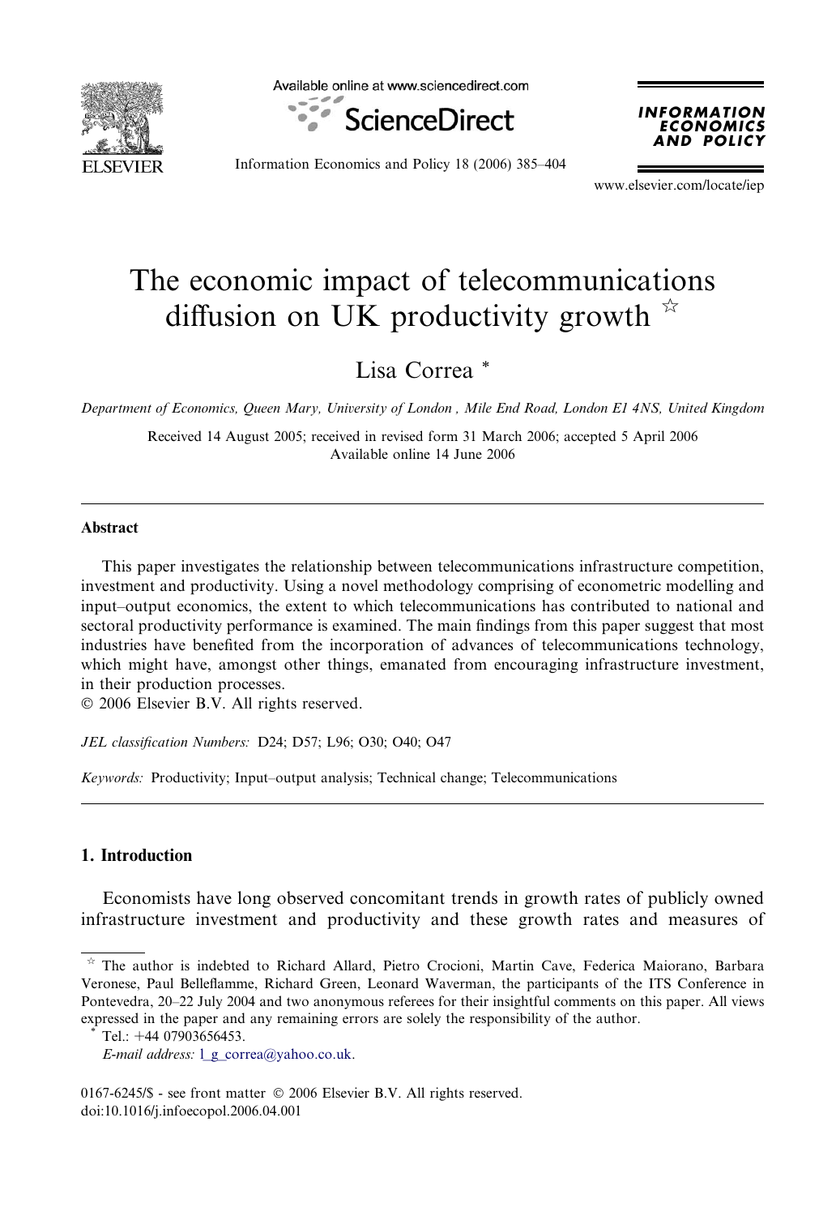# The economic impact of telecommunications diffusion on UK productivity growth ☆

Lisa Correa *

*Department of Economics, Queen Mary, University of London , Mile End Road, London E1 4NS, United Kingdom*

Received 14 August 2005; received in revised form 31 March 2006; accepted 5 April 2006
Available online 14 June 2006

## Abstract

This paper investigates the relationship between telecommunications infrastructure competition, investment and productivity. Using a novel methodology comprising of econometric modelling and input–output economics, the extent to which telecommunications has contributed to national and sectoral productivity performance is examined. The main findings from this paper suggest that most industries have benefited from the incorporation of advances of telecommunications technology, which might have, amongst other things, emanated from encouraging infrastructure investment, in their production processes.

© 2006 Elsevier B.V. All rights reserved.

*JEL classification Numbers:* D24; D57; L96; O30; O40; O47

*Keywords:* Productivity; Input–output analysis; Technical change; Telecommunications

## 1. Introduction

Economists have long observed concomitant trends in growth rates of publicly owned infrastructure investment and productivity and these growth rates and measures of

---

☆ The author is indebted to Richard Allard, Pietro Crocioni, Martin Cave, Federica Maiorano, Barbara Veronese, Paul Belleflamme, Richard Green, Leonard Waverman, the participants of the ITS Conference in Pontevedra, 20–22 July 2004 and two anonymous referees for their insightful comments on this paper. All views expressed in the paper and any remaining errors are solely the responsibility of the author.

\* Tel.: +44 07903656453.
*E-mail address:* l_g_correa@yahoo.co.uk.

0167-6245/$ - see front matter © 2006 Elsevier B.V. All rights reserved.
doi:10.1016/j.infoecopol.2006.04.001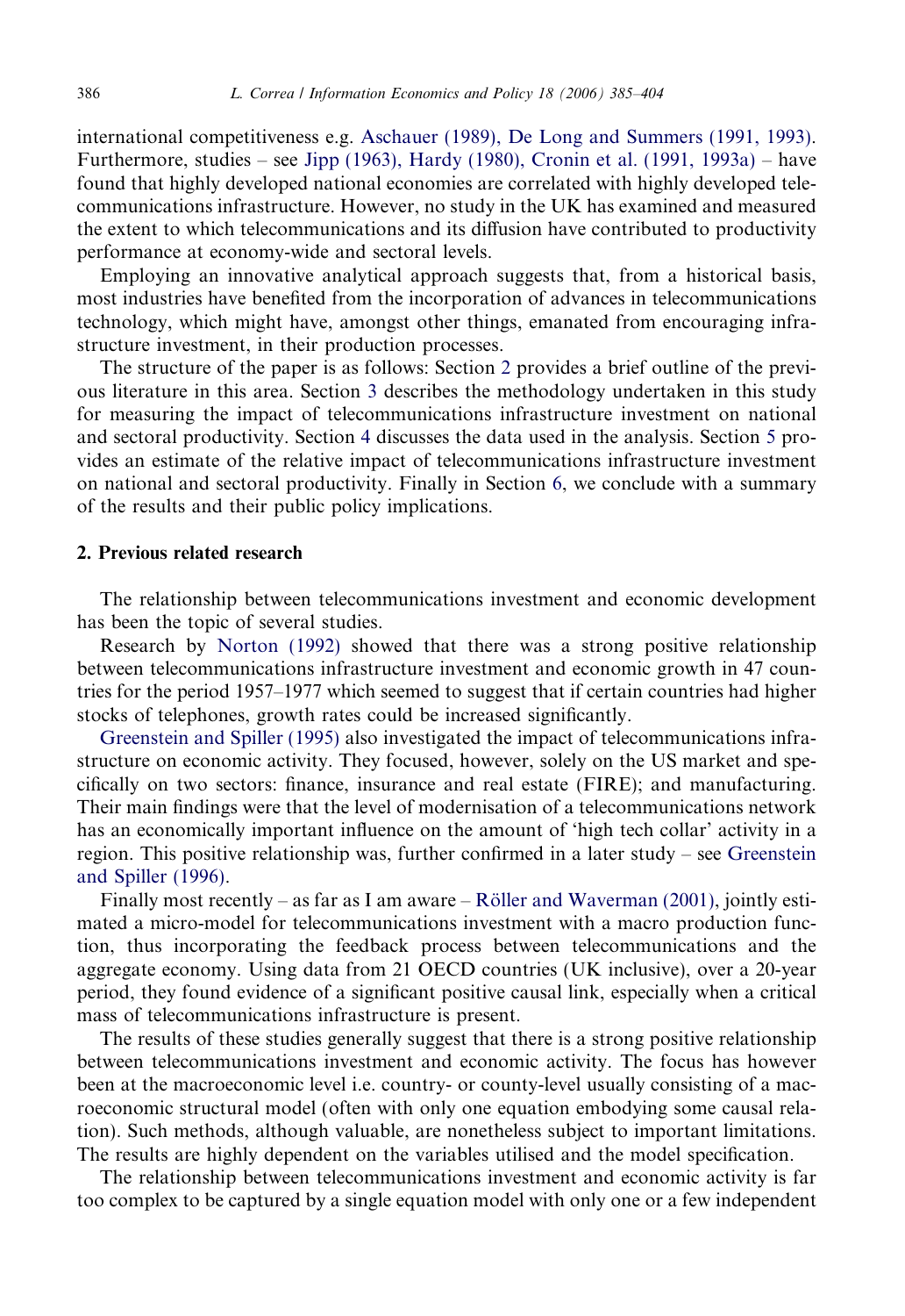international competitiveness e.g. Aschauer (1989), De Long and Summers (1991, 1993). Furthermore, studies – see Jipp (1963), Hardy (1980), Cronin et al. (1991, 1993a) – have found that highly developed national economies are correlated with highly developed telecommunications infrastructure. However, no study in the UK has examined and measured the extent to which telecommunications and its diffusion have contributed to productivity performance at economy-wide and sectoral levels.

Employing an innovative analytical approach suggests that, from a historical basis, most industries have benefited from the incorporation of advances in telecommunications technology, which might have, amongst other things, emanated from encouraging infrastructure investment, in their production processes.

The structure of the paper is as follows: Section 2 provides a brief outline of the previous literature in this area. Section 3 describes the methodology undertaken in this study for measuring the impact of telecommunications infrastructure investment on national and sectoral productivity. Section 4 discusses the data used in the analysis. Section 5 provides an estimate of the relative impact of telecommunications infrastructure investment on national and sectoral productivity. Finally in Section 6, we conclude with a summary of the results and their public policy implications.

## 2. Previous related research

The relationship between telecommunications investment and economic development has been the topic of several studies.

Research by Norton (1992) showed that there was a strong positive relationship between telecommunications infrastructure investment and economic growth in 47 countries for the period 1957–1977 which seemed to suggest that if certain countries had higher stocks of telephones, growth rates could be increased significantly.

Greenstein and Spiller (1995) also investigated the impact of telecommunications infrastructure on economic activity. They focused, however, solely on the US market and specifically on two sectors: finance, insurance and real estate (FIRE); and manufacturing. Their main findings were that the level of modernisation of a telecommunications network has an economically important influence on the amount of 'high tech collar' activity in a region. This positive relationship was, further confirmed in a later study – see Greenstein and Spiller (1996).

Finally most recently – as far as I am aware – Röller and Waverman (2001), jointly estimated a micro-model for telecommunications investment with a macro production function, thus incorporating the feedback process between telecommunications and the aggregate economy. Using data from 21 OECD countries (UK inclusive), over a 20-year period, they found evidence of a significant positive causal link, especially when a critical mass of telecommunications infrastructure is present.

The results of these studies generally suggest that there is a strong positive relationship between telecommunications investment and economic activity. The focus has however been at the macroeconomic level i.e. country- or county-level usually consisting of a macroeconomic structural model (often with only one equation embodying some causal relation). Such methods, although valuable, are nonetheless subject to important limitations. The results are highly dependent on the variables utilised and the model specification.

The relationship between telecommunications investment and economic activity is far too complex to be captured by a single equation model with only one or a few independent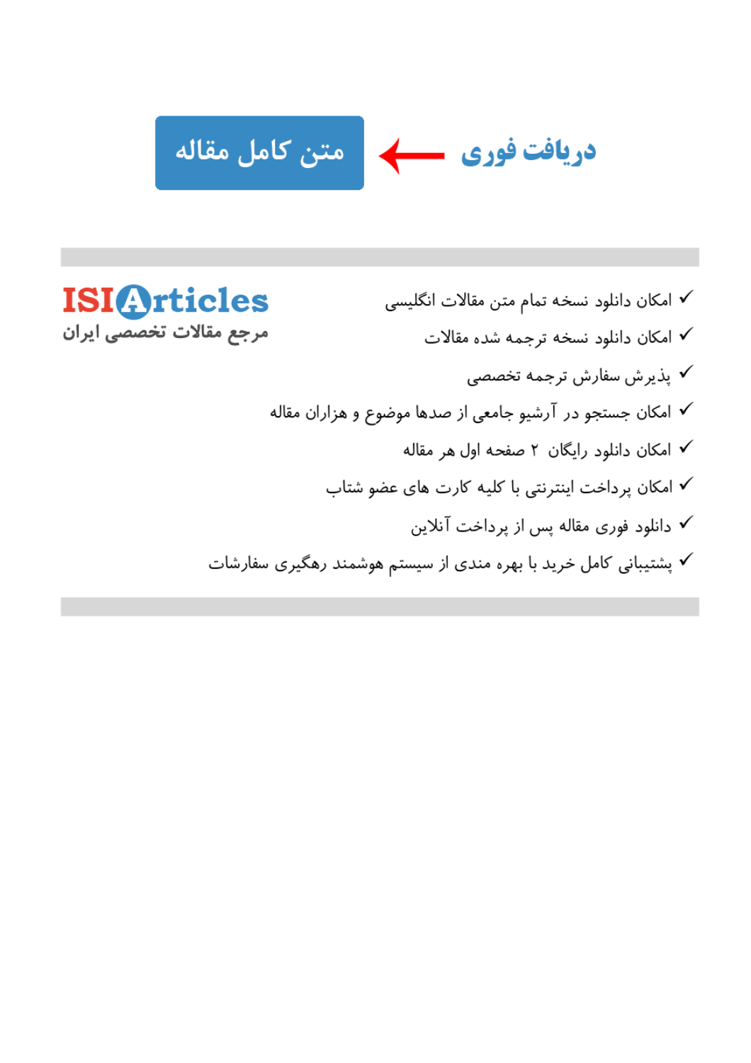دریافت فوری ← متن کامل مقاله

**ISIArticles**
مرجع مقالات تخصصی ایران

- ✓ امکان دانلود نسخه تمام متن مقالات انگلیسی
- ✓ امکان دانلود نسخه ترجمه شده مقالات
- ✓ پذیرش سفارش ترجمه تخصصی
- ✓ امکان جستجو در آرشیو جامعی از صدها موضوع و هزاران مقاله
- ✓ امکان دانلود رایگان ۲ صفحه اول هر مقاله
- ✓ امکان پرداخت اینترنتی با کلیه کارت های عضو شتاب
- ✓ دانلود فوری مقاله پس از پرداخت آنلاین
- ✓ پشتیبانی کامل خرید با بهره مندی از سیستم هوشمند رهگیری سفارشات